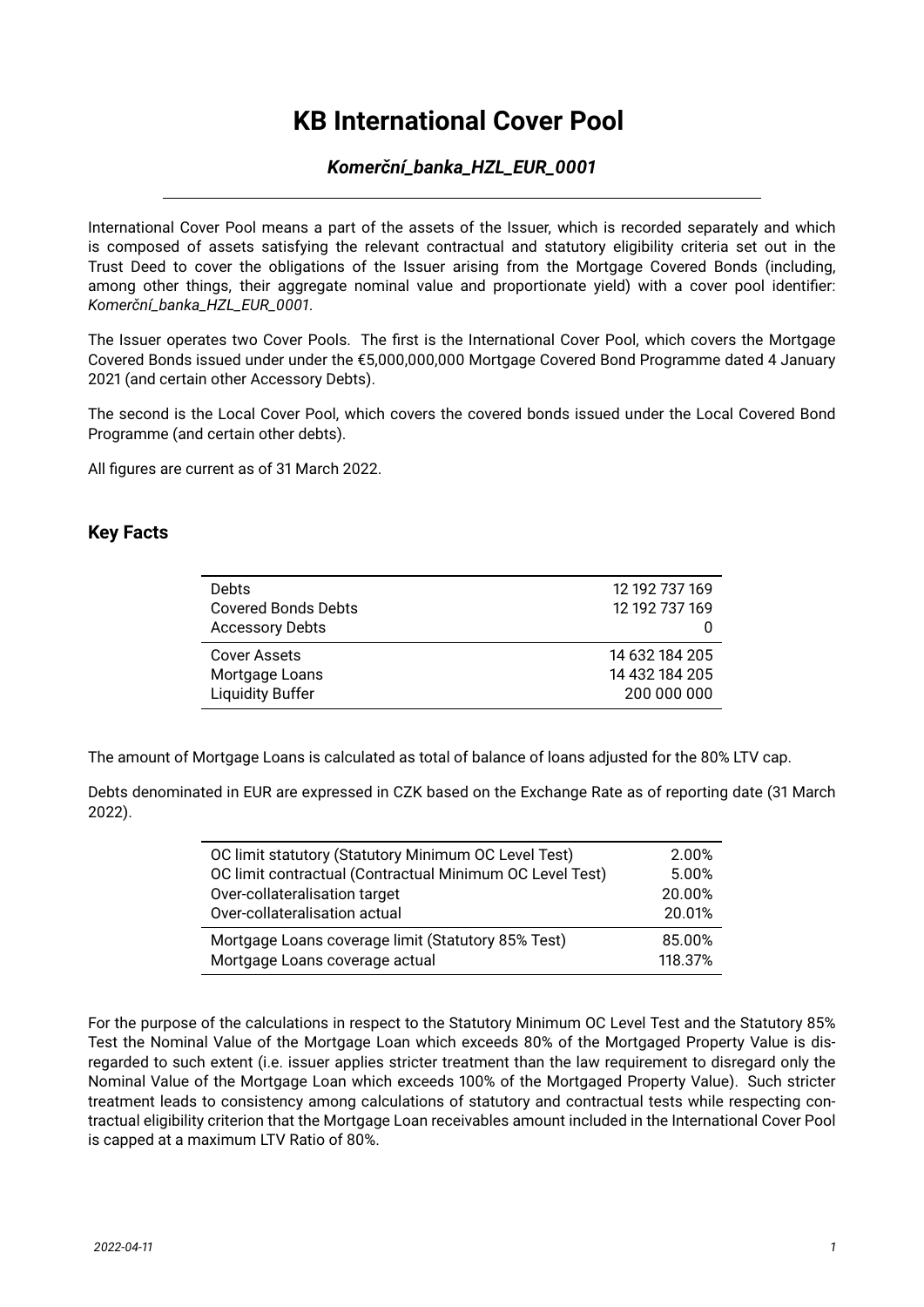# KB International Cover Pool

## *Komerční_banka_HZL_EUR_0001*

International Cover Pool means a part of the assets of the Issuer, which is recorded separately and which is composed of assets satisfying the relevant contractual and statutory eligibility criteria set out in the Trust Deed to cover the obligations of the Issuer arising from the Mortgage Covered Bonds (including, among other things, their aggregate nominal value and proportionate yield) with a cover pool identifier: *Komerční_banka_HZL_EUR_0001*.

The Issuer operates two Cover Pools. The first is the International Cover Pool, which covers the Mortgage Covered Bonds issued under under the €5,000,000,000 Mortgage Covered Bond Programme dated 4 January 2021 (and certain other Accessory Debts).

The second is the Local Cover Pool, which covers the covered bonds issued under the Local Covered Bond Programme (and certain other debts).

All figures are current as of 31 March 2022.

### Key Facts

| | |
|---|---:|
| Debts | 12 192 737 169 |
| Covered Bonds Debts | 12 192 737 169 |
| Accessory Debts | 0 |
| Cover Assets | 14 632 184 205 |
| Mortgage Loans | 14 432 184 205 |
| Liquidity Buffer | 200 000 000 |

The amount of Mortgage Loans is calculated as total of balance of loans adjusted for the 80% LTV cap.

Debts denominated in EUR are expressed in CZK based on the Exchange Rate as of reporting date (31 March 2022).

| | |
|---|---:|
| OC limit statutory (Statutory Minimum OC Level Test) | 2.00% |
| OC limit contractual (Contractual Minimum OC Level Test) | 5.00% |
| Over-collateralisation target | 20.00% |
| Over-collateralisation actual | 20.01% |
| Mortgage Loans coverage limit (Statutory 85% Test) | 85.00% |
| Mortgage Loans coverage actual | 118.37% |

For the purpose of the calculations in respect to the Statutory Minimum OC Level Test and the Statutory 85% Test the Nominal Value of the Mortgage Loan which exceeds 80% of the Mortgaged Property Value is disregarded to such extent (i.e. issuer applies stricter treatment than the law requirement to disregard only the Nominal Value of the Mortgage Loan which exceeds 100% of the Mortgaged Property Value). Such stricter treatment leads to consistency among calculations of statutory and contractual tests while respecting contractual eligibility criterion that the Mortgage Loan receivables amount included in the International Cover Pool is capped at a maximum LTV Ratio of 80%.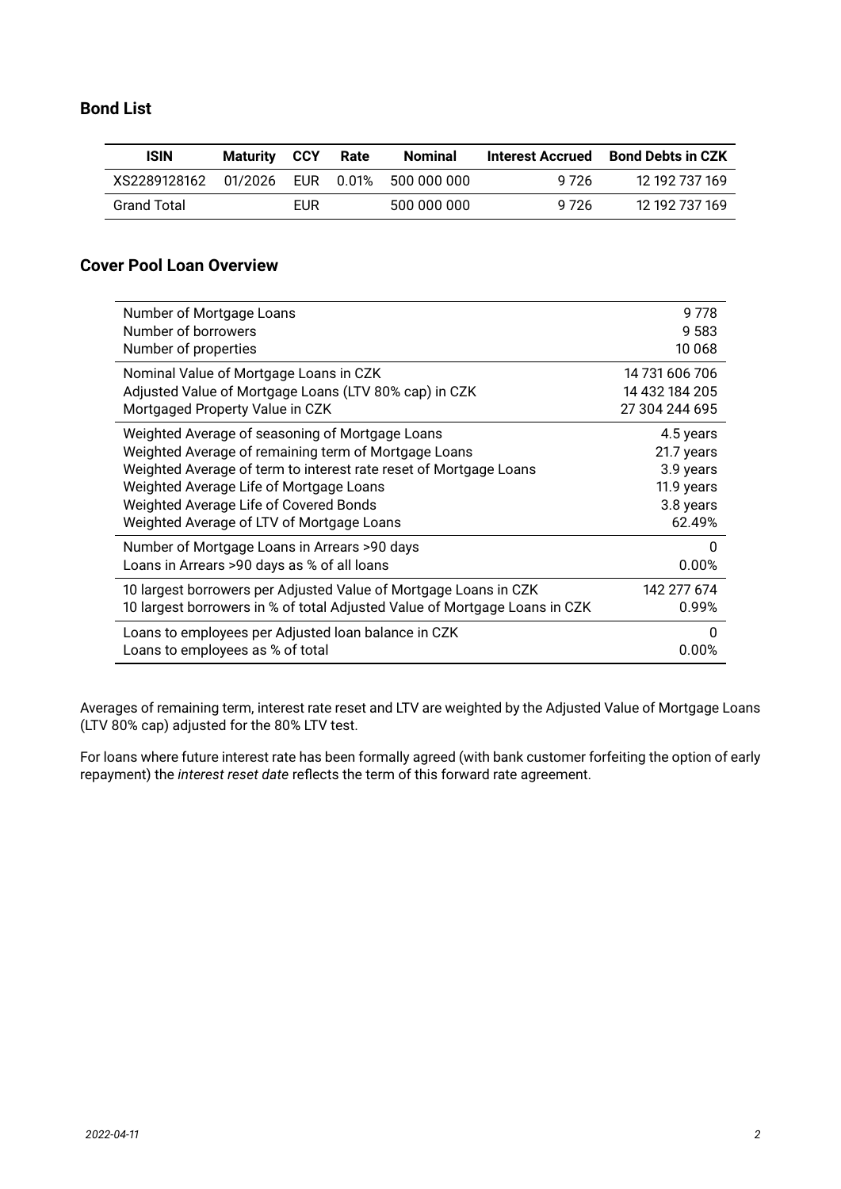## Bond List

| ISIN | Maturity | CCY | Rate | Nominal | Interest Accrued | Bond Debts in CZK |
|---|---|---|---|---|---|---|
| XS2289128162 | 01/2026 | EUR | 0.01% | 500 000 000 | 9 726 | 12 192 737 169 |
| Grand Total | | EUR | | 500 000 000 | 9 726 | 12 192 737 169 |

## Cover Pool Loan Overview

| | |
|---|---|
| Number of Mortgage Loans | 9 778 |
| Number of borrowers | 9 583 |
| Number of properties | 10 068 |
| Nominal Value of Mortgage Loans in CZK | 14 731 606 706 |
| Adjusted Value of Mortgage Loans (LTV 80% cap) in CZK | 14 432 184 205 |
| Mortgaged Property Value in CZK | 27 304 244 695 |
| Weighted Average of seasoning of Mortgage Loans | 4.5 years |
| Weighted Average of remaining term of Mortgage Loans | 21.7 years |
| Weighted Average of term to interest rate reset of Mortgage Loans | 3.9 years |
| Weighted Average Life of Mortgage Loans | 11.9 years |
| Weighted Average Life of Covered Bonds | 3.8 years |
| Weighted Average of LTV of Mortgage Loans | 62.49% |
| Number of Mortgage Loans in Arrears >90 days | 0 |
| Loans in Arrears >90 days as % of all loans | 0.00% |
| 10 largest borrowers per Adjusted Value of Mortgage Loans in CZK | 142 277 674 |
| 10 largest borrowers in % of total Adjusted Value of Mortgage Loans in CZK | 0.99% |
| Loans to employees per Adjusted loan balance in CZK | 0 |
| Loans to employees as % of total | 0.00% |

Averages of remaining term, interest rate reset and LTV are weighted by the Adjusted Value of Mortgage Loans (LTV 80% cap) adjusted for the 80% LTV test.

For loans where future interest rate has been formally agreed (with bank customer forfeiting the option of early repayment) the *interest reset date* reflects the term of this forward rate agreement.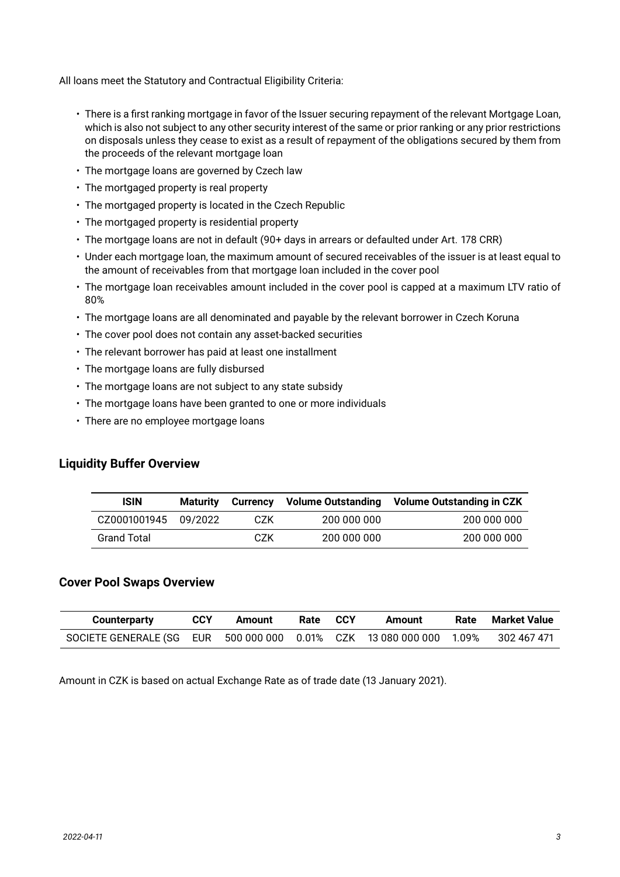All loans meet the Statutory and Contractual Eligibility Criteria:

- There is a first ranking mortgage in favor of the Issuer securing repayment of the relevant Mortgage Loan, which is also not subject to any other security interest of the same or prior ranking or any prior restrictions on disposals unless they cease to exist as a result of repayment of the obligations secured by them from the proceeds of the relevant mortgage loan
- The mortgage loans are governed by Czech law
- The mortgaged property is real property
- The mortgaged property is located in the Czech Republic
- The mortgaged property is residential property
- The mortgage loans are not in default (90+ days in arrears or defaulted under Art. 178 CRR)
- Under each mortgage loan, the maximum amount of secured receivables of the issuer is at least equal to the amount of receivables from that mortgage loan included in the cover pool
- The mortgage loan receivables amount included in the cover pool is capped at a maximum LTV ratio of 80%
- The mortgage loans are all denominated and payable by the relevant borrower in Czech Koruna
- The cover pool does not contain any asset-backed securities
- The relevant borrower has paid at least one installment
- The mortgage loans are fully disbursed
- The mortgage loans are not subject to any state subsidy
- The mortgage loans have been granted to one or more individuals
- There are no employee mortgage loans

## Liquidity Buffer Overview

| ISIN | Maturity | Currency | Volume Outstanding | Volume Outstanding in CZK |
|---|---|---|---|---|
| CZ0001001945 | 09/2022 | CZK | 200 000 000 | 200 000 000 |
| Grand Total | | CZK | 200 000 000 | 200 000 000 |

## Cover Pool Swaps Overview

| Counterparty | CCY | Amount | Rate | CCY | Amount | Rate | Market Value |
|---|---|---|---|---|---|---|---|
| SOCIETE GENERALE (SG | EUR | 500 000 000 | 0.01% | CZK | 13 080 000 000 | 1.09% | 302 467 471 |

Amount in CZK is based on actual Exchange Rate as of trade date (13 January 2021).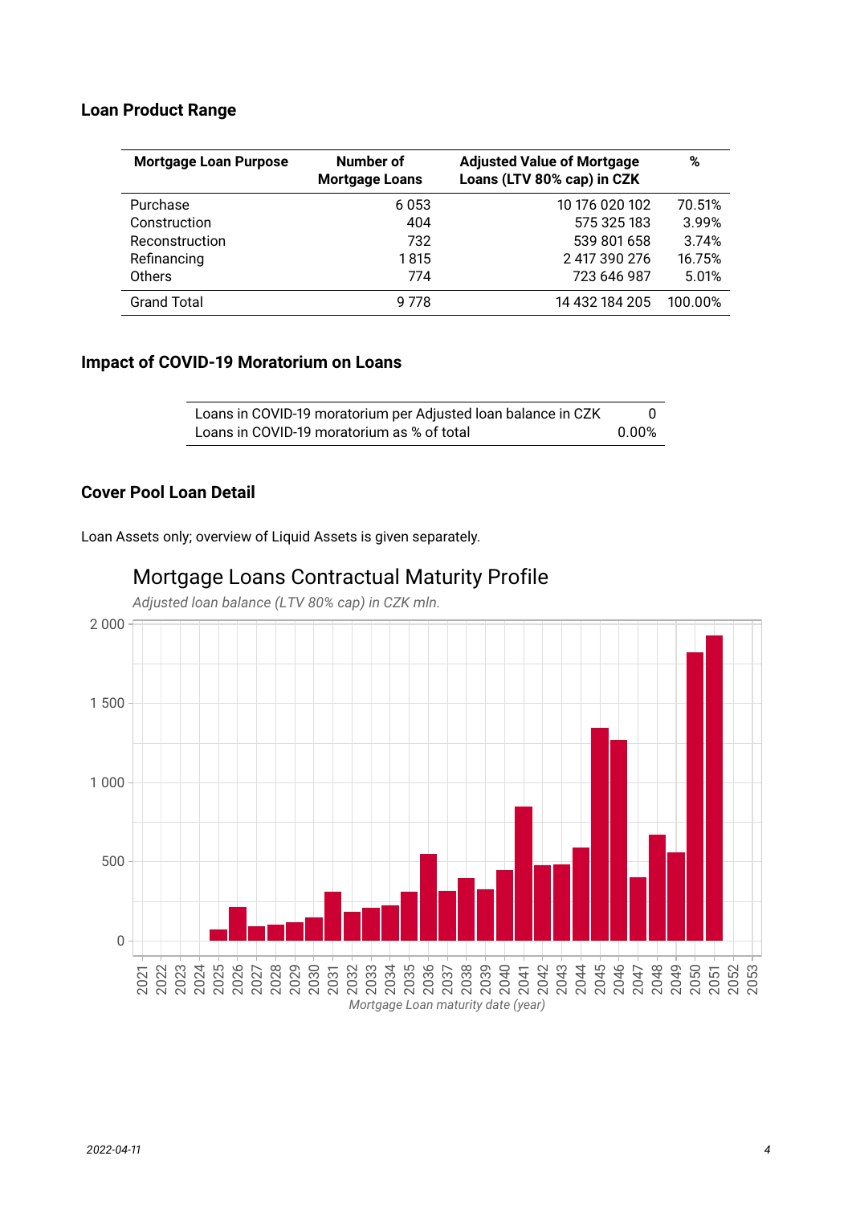## Loan Product Range

| Mortgage Loan Purpose | Number of Mortgage Loans | Adjusted Value of Mortgage Loans (LTV 80% cap) in CZK | % |
|---|---|---|---|
| Purchase | 6 053 | 10 176 020 102 | 70.51% |
| Construction | 404 | 575 325 183 | 3.99% |
| Reconstruction | 732 | 539 801 658 | 3.74% |
| Refinancing | 1 815 | 2 417 390 276 | 16.75% |
| Others | 774 | 723 646 987 | 5.01% |
| Grand Total | 9 778 | 14 432 184 205 | 100.00% |

## Impact of COVID-19 Moratorium on Loans

| | |
|---|---|
| Loans in COVID-19 moratorium per Adjusted loan balance in CZK | 0 |
| Loans in COVID-19 moratorium as % of total | 0.00% |

## Cover Pool Loan Detail

Loan Assets only; overview of Liquid Assets is given separately.

### Mortgage Loans Contractual Maturity Profile

*Adjusted loan balance (LTV 80% cap) in CZK mln.*

*Mortgage Loan maturity date (year)*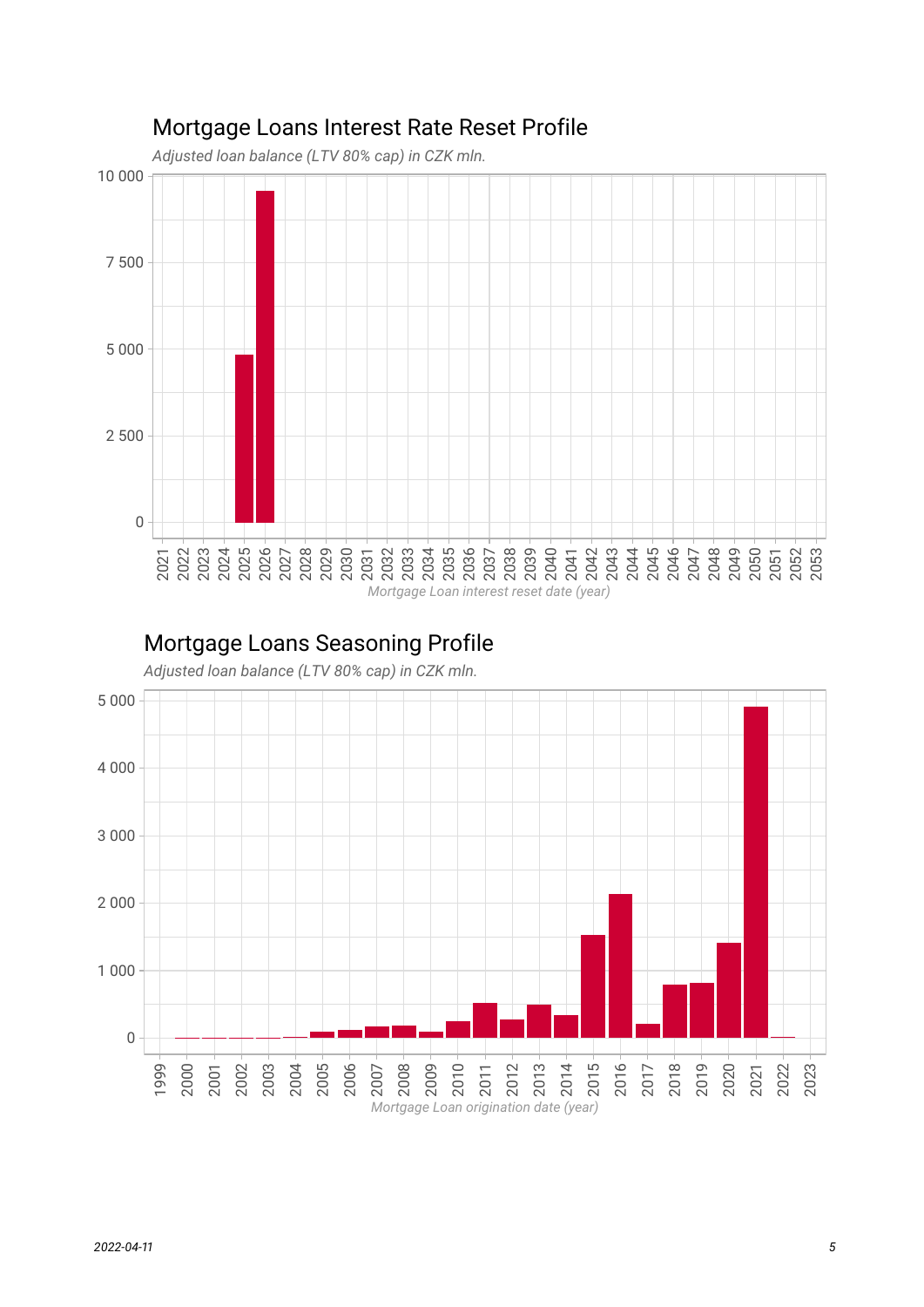## Mortgage Loans Interest Rate Reset Profile

*Adjusted loan balance (LTV 80% cap) in CZK mln.*

Mortgage Loan interest reset date (year)

## Mortgage Loans Seasoning Profile

*Adjusted loan balance (LTV 80% cap) in CZK mln.*

Mortgage Loan origination date (year)

*2022-04-11*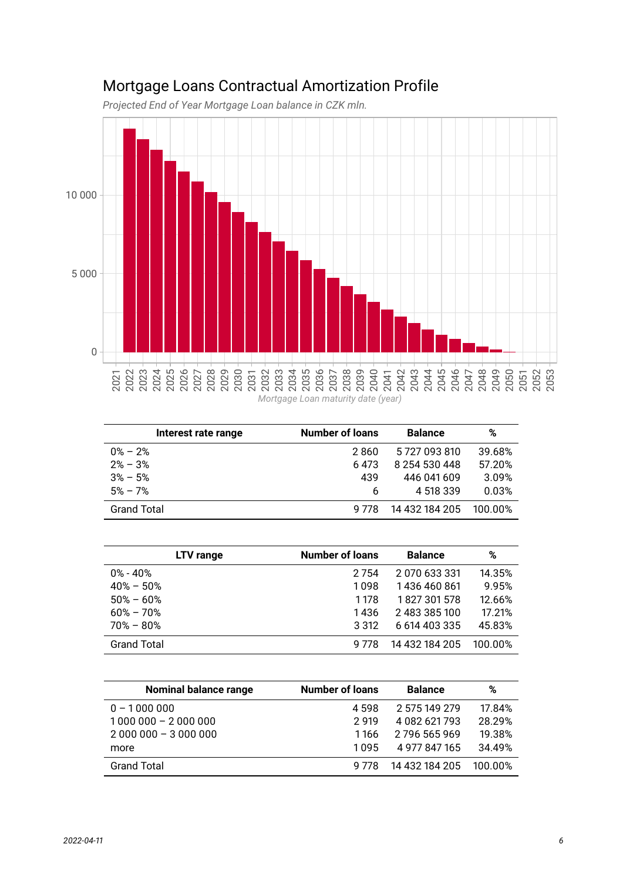## Mortgage Loans Contractual Amortization Profile

*Projected End of Year Mortgage Loan balance in CZK mln.*

*Mortgage Loan maturity date (year)*

| Interest rate range | Number of loans | Balance | % |
|---|---|---|---|
| 0% – 2% | 2 860 | 5 727 093 810 | 39.68% |
| 2% – 3% | 6 473 | 8 254 530 448 | 57.20% |
| 3% – 5% | 439 | 446 041 609 | 3.09% |
| 5% – 7% | 6 | 4 518 339 | 0.03% |
| Grand Total | 9 778 | 14 432 184 205 | 100.00% |

| LTV range | Number of loans | Balance | % |
|---|---|---|---|
| 0% - 40% | 2 754 | 2 070 633 331 | 14.35% |
| 40% – 50% | 1 098 | 1 436 460 861 | 9.95% |
| 50% – 60% | 1 178 | 1 827 301 578 | 12.66% |
| 60% – 70% | 1 436 | 2 483 385 100 | 17.21% |
| 70% – 80% | 3 312 | 6 614 403 335 | 45.83% |
| Grand Total | 9 778 | 14 432 184 205 | 100.00% |

| Nominal balance range | Number of loans | Balance | % |
|---|---|---|---|
| 0 – 1 000 000 | 4 598 | 2 575 149 279 | 17.84% |
| 1 000 000 – 2 000 000 | 2 919 | 4 082 621 793 | 28.29% |
| 2 000 000 – 3 000 000 | 1 166 | 2 796 565 969 | 19.38% |
| more | 1 095 | 4 977 847 165 | 34.49% |
| Grand Total | 9 778 | 14 432 184 205 | 100.00% |

*2022-04-11*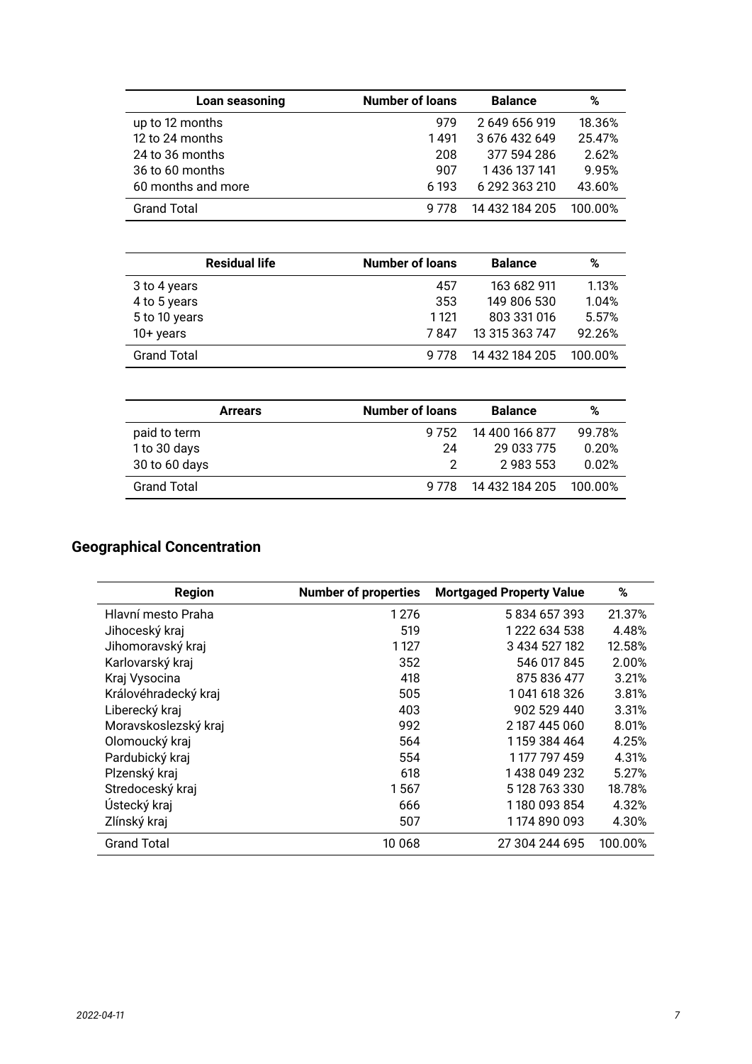| Loan seasoning | Number of loans | Balance | % |
|---|---|---|---|
| up to 12 months | 979 | 2 649 656 919 | 18.36% |
| 12 to 24 months | 1 491 | 3 676 432 649 | 25.47% |
| 24 to 36 months | 208 | 377 594 286 | 2.62% |
| 36 to 60 months | 907 | 1 436 137 141 | 9.95% |
| 60 months and more | 6 193 | 6 292 363 210 | 43.60% |
| Grand Total | 9 778 | 14 432 184 205 | 100.00% |

| Residual life | Number of loans | Balance | % |
|---|---|---|---|
| 3 to 4 years | 457 | 163 682 911 | 1.13% |
| 4 to 5 years | 353 | 149 806 530 | 1.04% |
| 5 to 10 years | 1 121 | 803 331 016 | 5.57% |
| 10+ years | 7 847 | 13 315 363 747 | 92.26% |
| Grand Total | 9 778 | 14 432 184 205 | 100.00% |

| Arrears | Number of loans | Balance | % |
|---|---|---|---|
| paid to term | 9 752 | 14 400 166 877 | 99.78% |
| 1 to 30 days | 24 | 29 033 775 | 0.20% |
| 30 to 60 days | 2 | 2 983 553 | 0.02% |
| Grand Total | 9 778 | 14 432 184 205 | 100.00% |

## Geographical Concentration

| Region | Number of properties | Mortgaged Property Value | % |
|---|---|---|---|
| Hlavní mesto Praha | 1 276 | 5 834 657 393 | 21.37% |
| Jihoceský kraj | 519 | 1 222 634 538 | 4.48% |
| Jihomoravský kraj | 1 127 | 3 434 527 182 | 12.58% |
| Karlovarský kraj | 352 | 546 017 845 | 2.00% |
| Kraj Vysocina | 418 | 875 836 477 | 3.21% |
| Královéhradecký kraj | 505 | 1 041 618 326 | 3.81% |
| Liberecký kraj | 403 | 902 529 440 | 3.31% |
| Moravskoslezský kraj | 992 | 2 187 445 060 | 8.01% |
| Olomoucký kraj | 564 | 1 159 384 464 | 4.25% |
| Pardubický kraj | 554 | 1 177 797 459 | 4.31% |
| Plzenský kraj | 618 | 1 438 049 232 | 5.27% |
| Stredoceský kraj | 1 567 | 5 128 763 330 | 18.78% |
| Ústecký kraj | 666 | 1 180 093 854 | 4.32% |
| Zlínský kraj | 507 | 1 174 890 093 | 4.30% |
| Grand Total | 10 068 | 27 304 244 695 | 100.00% |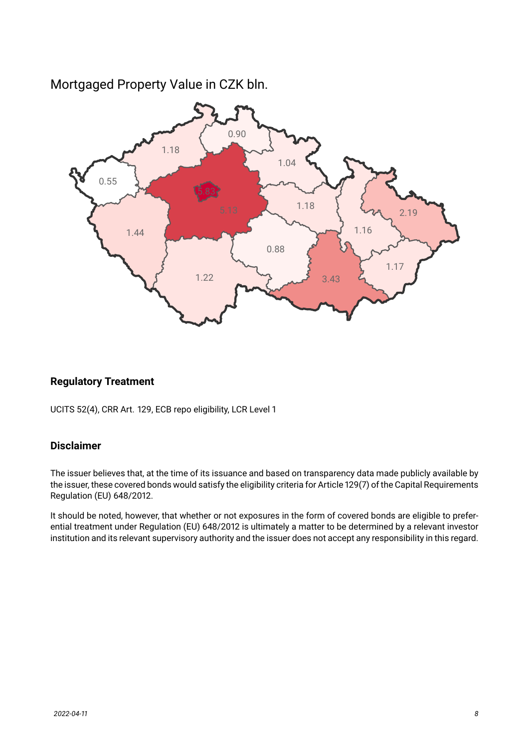## Mortgaged Property Value in CZK bln.

0.90
1.18
1.04
0.55
5.83
5.13
1.18
2.19
1.44
1.16
0.88
1.17
1.22
3.43

### Regulatory Treatment

UCITS 52(4), CRR Art. 129, ECB repo eligibility, LCR Level 1

### Disclaimer

The issuer believes that, at the time of its issuance and based on transparency data made publicly available by the issuer, these covered bonds would satisfy the eligibility criteria for Article 129(7) of the Capital Requirements Regulation (EU) 648/2012.

It should be noted, however, that whether or not exposures in the form of covered bonds are eligible to preferential treatment under Regulation (EU) 648/2012 is ultimately a matter to be determined by a relevant investor institution and its relevant supervisory authority and the issuer does not accept any responsibility in this regard.